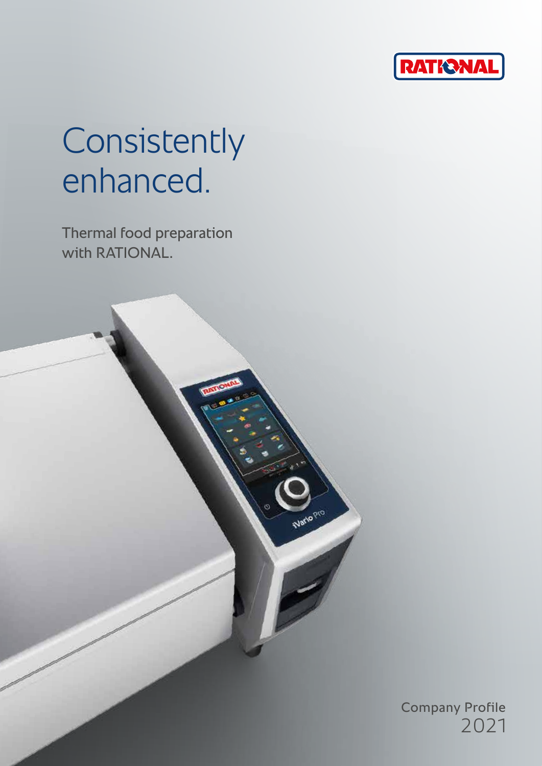RATIONAL

# Consistently enhanced.

Thermal food preparation with RATIONAL.

Company Profile
2021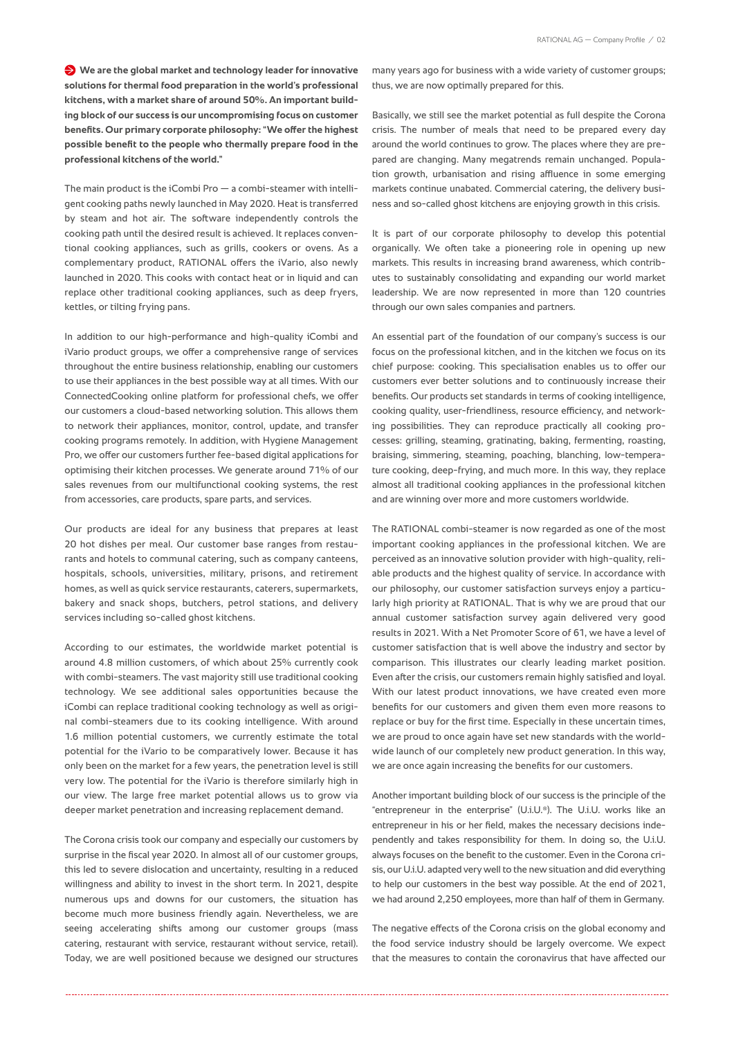**We are the global market and technology leader for innovative solutions for thermal food preparation in the world's professional kitchens, with a market share of around 50%. An important building block of our success is our uncompromising focus on customer benefits. Our primary corporate philosophy: "We offer the highest possible benefit to the people who thermally prepare food in the professional kitchens of the world."**

The main product is the iCombi Pro — a combi-steamer with intelligent cooking paths newly launched in May 2020. Heat is transferred by steam and hot air. The software independently controls the cooking path until the desired result is achieved. It replaces conventional cooking appliances, such as grills, cookers or ovens. As a complementary product, RATIONAL offers the iVario, also newly launched in 2020. This cooks with contact heat or in liquid and can replace other traditional cooking appliances, such as deep fryers, kettles, or tilting frying pans.

In addition to our high-performance and high-quality iCombi and iVario product groups, we offer a comprehensive range of services throughout the entire business relationship, enabling our customers to use their appliances in the best possible way at all times. With our ConnectedCooking online platform for professional chefs, we offer our customers a cloud-based networking solution. This allows them to network their appliances, monitor, control, update, and transfer cooking programs remotely. In addition, with Hygiene Management Pro, we offer our customers further fee-based digital applications for optimising their kitchen processes. We generate around 71% of our sales revenues from our multifunctional cooking systems, the rest from accessories, care products, spare parts, and services.

Our products are ideal for any business that prepares at least 20 hot dishes per meal. Our customer base ranges from restaurants and hotels to communal catering, such as company canteens, hospitals, schools, universities, military, prisons, and retirement homes, as well as quick service restaurants, caterers, supermarkets, bakery and snack shops, butchers, petrol stations, and delivery services including so-called ghost kitchens.

According to our estimates, the worldwide market potential is around 4.8 million customers, of which about 25% currently cook with combi-steamers. The vast majority still use traditional cooking technology. We see additional sales opportunities because the iCombi can replace traditional cooking technology as well as original combi-steamers due to its cooking intelligence. With around 1.6 million potential customers, we currently estimate the total potential for the iVario to be comparatively lower. Because it has only been on the market for a few years, the penetration level is still very low. The potential for the iVario is therefore similarly high in our view. The large free market potential allows us to grow via deeper market penetration and increasing replacement demand.

The Corona crisis took our company and especially our customers by surprise in the fiscal year 2020. In almost all of our customer groups, this led to severe dislocation and uncertainty, resulting in a reduced willingness and ability to invest in the short term. In 2021, despite numerous ups and downs for our customers, the situation has become much more business friendly again. Nevertheless, we are seeing accelerating shifts among our customer groups (mass catering, restaurant with service, restaurant without service, retail). Today, we are well positioned because we designed our structures many years ago for business with a wide variety of customer groups; thus, we are now optimally prepared for this.

Basically, we still see the market potential as full despite the Corona crisis. The number of meals that need to be prepared every day around the world continues to grow. The places where they are prepared are changing. Many megatrends remain unchanged. Population growth, urbanisation and rising affluence in some emerging markets continue unabated. Commercial catering, the delivery business and so-called ghost kitchens are enjoying growth in this crisis.

It is part of our corporate philosophy to develop this potential organically. We often take a pioneering role in opening up new markets. This results in increasing brand awareness, which contributes to sustainably consolidating and expanding our world market leadership. We are now represented in more than 120 countries through our own sales companies and partners.

An essential part of the foundation of our company's success is our focus on the professional kitchen, and in the kitchen we focus on its chief purpose: cooking. This specialisation enables us to offer our customers ever better solutions and to continuously increase their benefits. Our products set standards in terms of cooking intelligence, cooking quality, user-friendliness, resource efficiency, and networking possibilities. They can reproduce practically all cooking processes: grilling, steaming, gratinating, baking, fermenting, roasting, braising, simmering, steaming, poaching, blanching, low-temperature cooking, deep-frying, and much more. In this way, they replace almost all traditional cooking appliances in the professional kitchen and are winning over more and more customers worldwide.

The RATIONAL combi-steamer is now regarded as one of the most important cooking appliances in the professional kitchen. We are perceived as an innovative solution provider with high-quality, reliable products and the highest quality of service. In accordance with our philosophy, our customer satisfaction surveys enjoy a particularly high priority at RATIONAL. That is why we are proud that our annual customer satisfaction survey again delivered very good results in 2021. With a Net Promoter Score of 61, we have a level of customer satisfaction that is well above the industry and sector by comparison. This illustrates our clearly leading market position. Even after the crisis, our customers remain highly satisfied and loyal. With our latest product innovations, we have created even more benefits for our customers and given them even more reasons to replace or buy for the first time. Especially in these uncertain times, we are proud to once again have set new standards with the worldwide launch of our completely new product generation. In this way, we are once again increasing the benefits for our customers.

Another important building block of our success is the principle of the "entrepreneur in the enterprise" (U.i.U.®). The U.i.U. works like an entrepreneur in his or her field, makes the necessary decisions independently and takes responsibility for them. In doing so, the U.i.U. always focuses on the benefit to the customer. Even in the Corona crisis, our U.i.U. adapted very well to the new situation and did everything to help our customers in the best way possible. At the end of 2021, we had around 2,250 employees, more than half of them in Germany.

The negative effects of the Corona crisis on the global economy and the food service industry should be largely overcome. We expect that the measures to contain the coronavirus that have affected our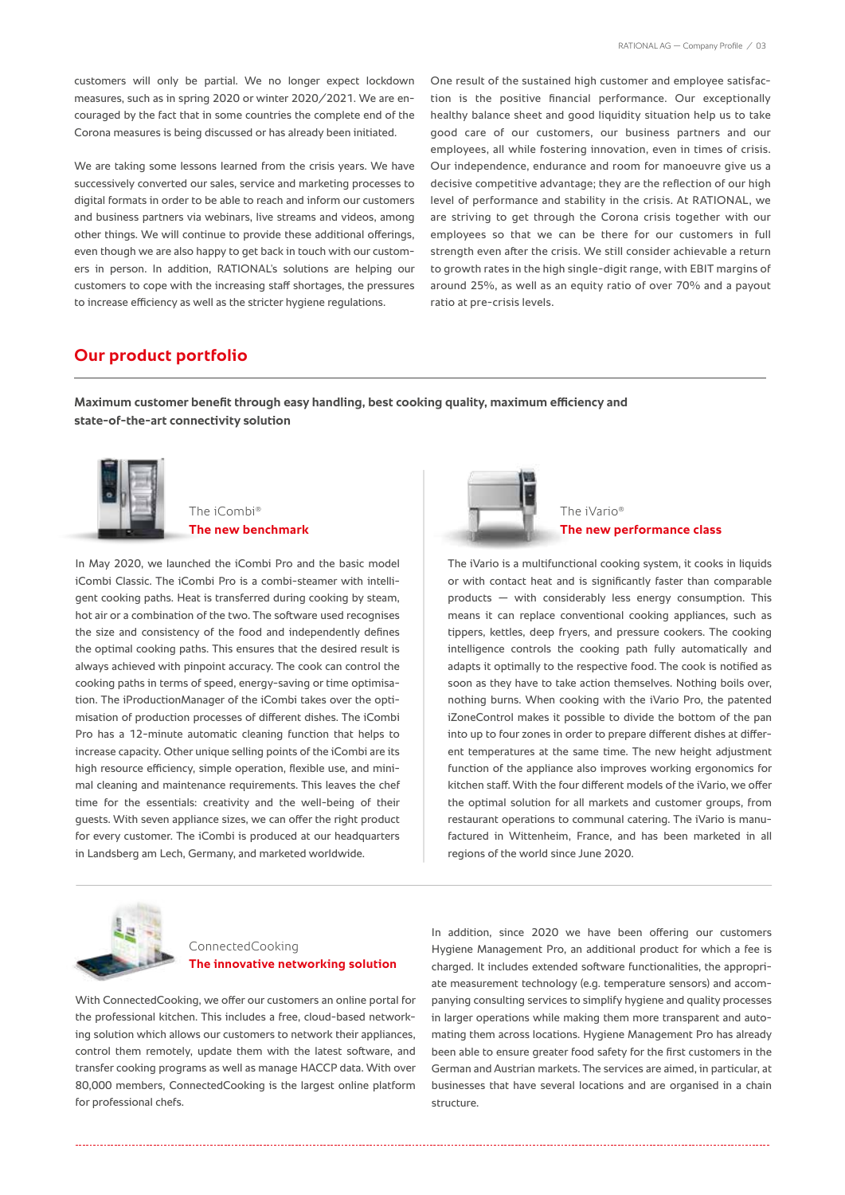customers will only be partial. We no longer expect lockdown measures, such as in spring 2020 or winter 2020/2021. We are encouraged by the fact that in some countries the complete end of the Corona measures is being discussed or has already been initiated.

We are taking some lessons learned from the crisis years. We have successively converted our sales, service and marketing processes to digital formats in order to be able to reach and inform our customers and business partners via webinars, live streams and videos, among other things. We will continue to provide these additional offerings, even though we are also happy to get back in touch with our customers in person. In addition, RATIONAL's solutions are helping our customers to cope with the increasing staff shortages, the pressures to increase efficiency as well as the stricter hygiene regulations.

One result of the sustained high customer and employee satisfaction is the positive financial performance. Our exceptionally healthy balance sheet and good liquidity situation help us to take good care of our customers, our business partners and our employees, all while fostering innovation, even in times of crisis. Our independence, endurance and room for manoeuvre give us a decisive competitive advantage; they are the reflection of our high level of performance and stability in the crisis. At RATIONAL, we are striving to get through the Corona crisis together with our employees so that we can be there for our customers in full strength even after the crisis. We still consider achievable a return to growth rates in the high single-digit range, with EBIT margins of around 25%, as well as an equity ratio of over 70% and a payout ratio at pre-crisis levels.

## Our product portfolio

**Maximum customer benefit through easy handling, best cooking quality, maximum efficiency and state-of-the-art connectivity solution**

### The iCombi®
**The new benchmark**

In May 2020, we launched the iCombi Pro and the basic model iCombi Classic. The iCombi Pro is a combi-steamer with intelligent cooking paths. Heat is transferred during cooking by steam, hot air or a combination of the two. The software used recognises the size and consistency of the food and independently defines the optimal cooking paths. This ensures that the desired result is always achieved with pinpoint accuracy. The cook can control the cooking paths in terms of speed, energy-saving or time optimisation. The iProductionManager of the iCombi takes over the optimisation of production processes of different dishes. The iCombi Pro has a 12-minute automatic cleaning function that helps to increase capacity. Other unique selling points of the iCombi are its high resource efficiency, simple operation, flexible use, and minimal cleaning and maintenance requirements. This leaves the chef time for the essentials: creativity and the well-being of their guests. With seven appliance sizes, we can offer the right product for every customer. The iCombi is produced at our headquarters in Landsberg am Lech, Germany, and marketed worldwide.

### The iVario®
**The new performance class**

The iVario is a multifunctional cooking system, it cooks in liquids or with contact heat and is significantly faster than comparable products – with considerably less energy consumption. This means it can replace conventional cooking appliances, such as tippers, kettles, deep fryers, and pressure cookers. The cooking intelligence controls the cooking path fully automatically and adapts it optimally to the respective food. The cook is notified as soon as they have to take action themselves. Nothing boils over, nothing burns. When cooking with the iVario Pro, the patented iZoneControl makes it possible to divide the bottom of the pan into up to four zones in order to prepare different dishes at different temperatures at the same time. The new height adjustment function of the appliance also improves working ergonomics for kitchen staff. With the four different models of the iVario, we offer the optimal solution for all markets and customer groups, from restaurant operations to communal catering. The iVario is manufactured in Wittenheim, France, and has been marketed in all regions of the world since June 2020.

### ConnectedCooking
**The innovative networking solution**

With ConnectedCooking, we offer our customers an online portal for the professional kitchen. This includes a free, cloud-based networking solution which allows our customers to network their appliances, control them remotely, update them with the latest software, and transfer cooking programs as well as manage HACCP data. With over 80,000 members, ConnectedCooking is the largest online platform for professional chefs.

In addition, since 2020 we have been offering our customers Hygiene Management Pro, an additional product for which a fee is charged. It includes extended software functionalities, the appropriate measurement technology (e.g. temperature sensors) and accompanying consulting services to simplify hygiene and quality processes in larger operations while making them more transparent and automating them across locations. Hygiene Management Pro has already been able to ensure greater food safety for the first customers in the German and Austrian markets. The services are aimed, in particular, at businesses that have several locations and are organised in a chain structure.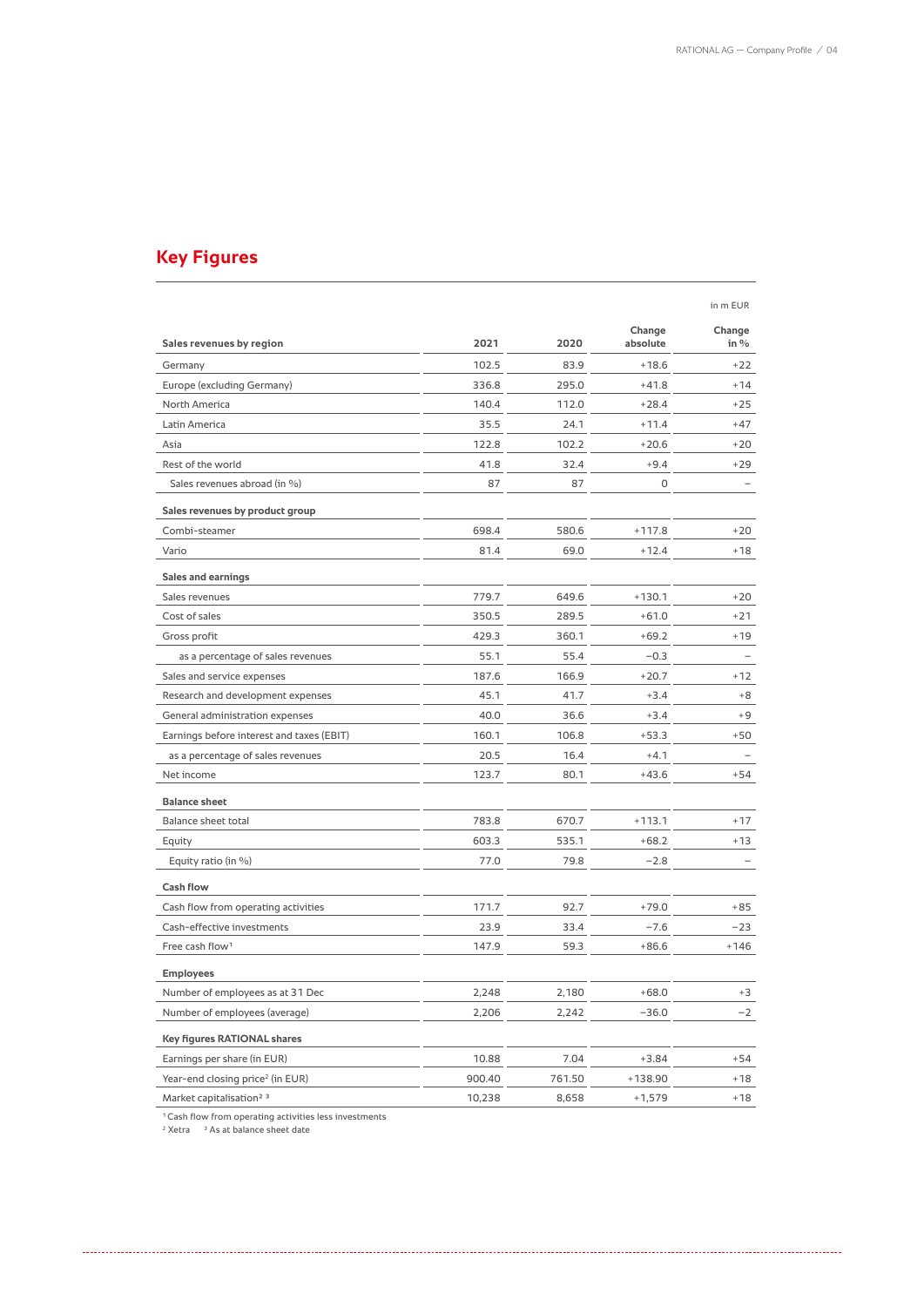# Key Figures

in m EUR

| Sales revenues by region | 2021 | 2020 | Change absolute | Change in % |
|---|---|---|---|---|
| Germany | 102.5 | 83.9 | +18.6 | +22 |
| Europe (excluding Germany) | 336.8 | 295.0 | +41.8 | +14 |
| North America | 140.4 | 112.0 | +28.4 | +25 |
| Latin America | 35.5 | 24.1 | +11.4 | +47 |
| Asia | 122.8 | 102.2 | +20.6 | +20 |
| Rest of the world | 41.8 | 32.4 | +9.4 | +29 |
| Sales revenues abroad (in %) | 87 | 87 | 0 | – |
| **Sales revenues by product group** | | | | |
| Combi-steamer | 698.4 | 580.6 | +117.8 | +20 |
| Vario | 81.4 | 69.0 | +12.4 | +18 |
| **Sales and earnings** | | | | |
| Sales revenues | 779.7 | 649.6 | +130.1 | +20 |
| Cost of sales | 350.5 | 289.5 | +61.0 | +21 |
| Gross profit | 429.3 | 360.1 | +69.2 | +19 |
| as a percentage of sales revenues | 55.1 | 55.4 | −0.3 | – |
| Sales and service expenses | 187.6 | 166.9 | +20.7 | +12 |
| Research and development expenses | 45.1 | 41.7 | +3.4 | +8 |
| General administration expenses | 40.0 | 36.6 | +3.4 | +9 |
| Earnings before interest and taxes (EBIT) | 160.1 | 106.8 | +53.3 | +50 |
| as a percentage of sales revenues | 20.5 | 16.4 | +4.1 | – |
| Net income | 123.7 | 80.1 | +43.6 | +54 |
| **Balance sheet** | | | | |
| Balance sheet total | 783.8 | 670.7 | +113.1 | +17 |
| Equity | 603.3 | 535.1 | +68.2 | +13 |
| Equity ratio (in %) | 77.0 | 79.8 | −2.8 | – |
| **Cash flow** | | | | |
| Cash flow from operating activities | 171.7 | 92.7 | +79.0 | +85 |
| Cash-effective investments | 23.9 | 33.4 | −7.6 | −23 |
| Free cash flow[1] | 147.9 | 59.3 | +86.6 | +146 |
| **Employees** | | | | |
| Number of employees as at 31 Dec | 2,248 | 2,180 | +68.0 | +3 |
| Number of employees (average) | 2,206 | 2,242 | −36.0 | −2 |
| **Key figures RATIONAL shares** | | | | |
| Earnings per share (in EUR) | 10.88 | 7.04 | +3.84 | +54 |
| Year-end closing price[2] (in EUR) | 900.40 | 761.50 | +138.90 | +18 |
| Market capitalisation[2] [3] | 10,238 | 8,658 | +1,579 | +18 |

[1] Cash flow from operating activities less investments
[2] Xetra [3] As at balance sheet date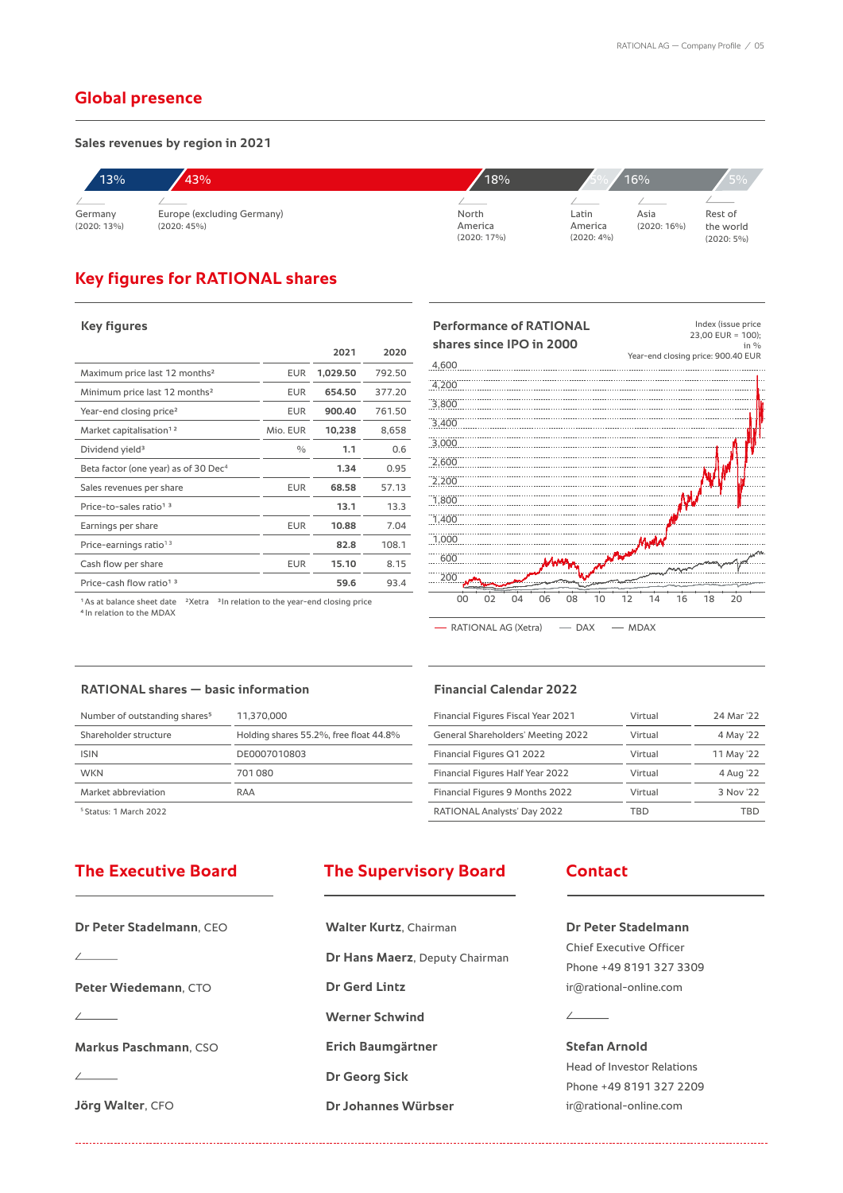## Global presence

### Sales revenues by region in 2021

13%
43%
18%
5%
16%
5%

Germany
(2020: 13%)

Europe (excluding Germany)
(2020: 45%)

North America
(2020: 17%)

Latin America
(2020: 4%)

Asia
(2020: 16%)

Rest of the world
(2020: 5%)

## Key figures for RATIONAL shares

### Key figures

| | | 2021 | 2020 |
|---|---|---|---|
| Maximum price last 12 months[2] | EUR | **1,029.50** | 792.50 |
| Minimum price last 12 months[2] | EUR | **654.50** | 377.20 |
| Year-end closing price[2] | EUR | **900.40** | 761.50 |
| Market capitalisation[1 2] | Mio. EUR | **10,238** | 8,658 |
| Dividend yield[3] | % | **1.1** | 0.6 |
| Beta factor (one year) as of 30 Dec[4] | | **1.34** | 0.95 |
| Sales revenues per share | EUR | **68.58** | 57.13 |
| Price-to-sales ratio[1 3] | | **13.1** | 13.3 |
| Earnings per share | EUR | **10.88** | 7.04 |
| Price-earnings ratio[1 3] | | **82.8** | 108.1 |
| Cash flow per share | EUR | **15.10** | 8.15 |
| Price-cash flow ratio[1 3] | | **59.6** | 93.4 |

[1] As at balance sheet date [2] Xetra [3] In relation to the year-end closing price
[4] In relation to the MDAX

### Performance of RATIONAL shares since IPO in 2000

Index (issue price 23,00 EUR = 100); in %

Year-end closing price: 900.40 EUR

4,600
4,200
3,800
3,400
3,000
2,600
2,200
1,800
1,400
1,000
600
200

00 02 04 06 08 10 12 14 16 18 20

— RATIONAL AG (Xetra) — DAX — MDAX

### RATIONAL shares — basic information

| | |
|---|---|
| Number of outstanding shares[5] | 11,370,000 |
| Shareholder structure | Holding shares 55.2%, free float 44.8% |
| ISIN | DE0007010803 |
| WKN | 701 080 |
| Market abbreviation | RAA |

[5] Status: 1 March 2022

### Financial Calendar 2022

| | | |
|---|---|---|
| Financial Figures Fiscal Year 2021 | Virtual | 24 Mar '22 |
| General Shareholders' Meeting 2022 | Virtual | 4 May '22 |
| Financial Figures Q1 2022 | Virtual | 11 May '22 |
| Financial Figures Half Year 2022 | Virtual | 4 Aug '22 |
| Financial Figures 9 Months 2022 | Virtual | 3 Nov '22 |
| RATIONAL Analysts' Day 2022 | TBD | TBD |

## The Executive Board

**Dr Peter Stadelmann**, CEO

**Peter Wiedemann**, CTO

**Markus Paschmann**, CSO

**Jörg Walter**, CFO

## The Supervisory Board

**Walter Kurtz**, Chairman

**Dr Hans Maerz**, Deputy Chairman

**Dr Gerd Lintz**

**Werner Schwind**

**Erich Baumgärtner**

**Dr Georg Sick**

**Dr Johannes Würbser**

## Contact

**Dr Peter Stadelmann**
Chief Executive Officer
Phone +49 8191 327 3309
ir@rational-online.com

**Stefan Arnold**
Head of Investor Relations
Phone +49 8191 327 2209
ir@rational-online.com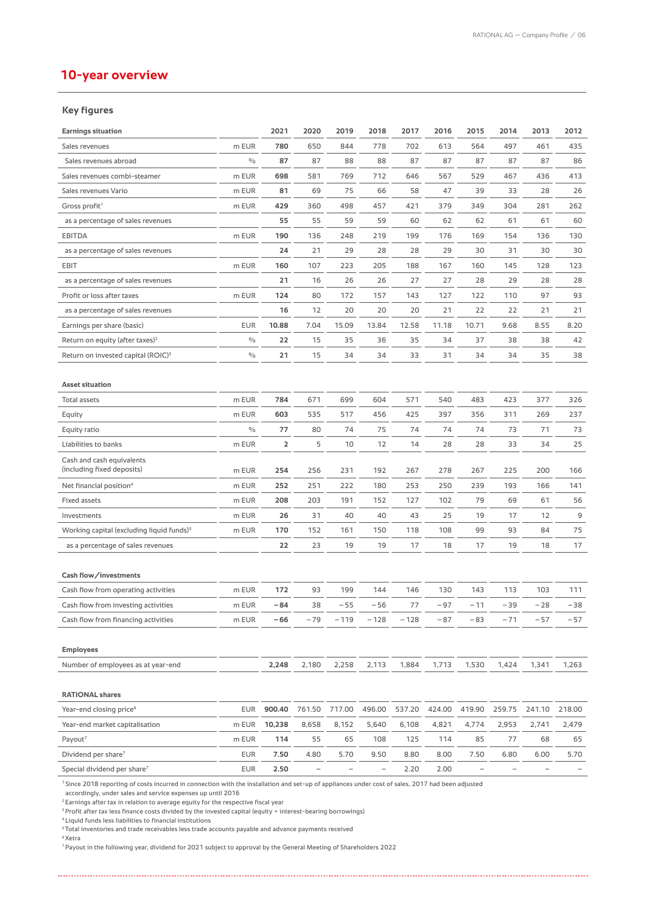## 10-year overview

### Key figures

| Earnings situation | | 2021 | 2020 | 2019 | 2018 | 2017 | 2016 | 2015 | 2014 | 2013 | 2012 |
|---|---|---|---|---|---|---|---|---|---|---|---|
| Sales revenues | m EUR | **780** | 650 | 844 | 778 | 702 | 613 | 564 | 497 | 461 | 435 |
| Sales revenues abroad | % | **87** | 87 | 88 | 88 | 87 | 87 | 87 | 87 | 87 | 86 |
| Sales revenues combi-steamer | m EUR | **698** | 581 | 769 | 712 | 646 | 567 | 529 | 467 | 436 | 413 |
| Sales revenues Vario | m EUR | **81** | 69 | 75 | 66 | 58 | 47 | 39 | 33 | 28 | 26 |
| Gross profit[1] | m EUR | **429** | 360 | 498 | 457 | 421 | 379 | 349 | 304 | 281 | 262 |
| as a percentage of sales revenues | | **55** | 55 | 59 | 59 | 60 | 62 | 62 | 61 | 61 | 60 |
| EBITDA | m EUR | **190** | 136 | 248 | 219 | 199 | 176 | 169 | 154 | 136 | 130 |
| as a percentage of sales revenues | | **24** | 21 | 29 | 28 | 28 | 29 | 30 | 31 | 30 | 30 |
| EBIT | m EUR | **160** | 107 | 223 | 205 | 188 | 167 | 160 | 145 | 128 | 123 |
| as a percentage of sales revenues | | **21** | 16 | 26 | 26 | 27 | 27 | 28 | 29 | 28 | 28 |
| Profit or loss after taxes | m EUR | **124** | 80 | 172 | 157 | 143 | 127 | 122 | 110 | 97 | 93 |
| as a percentage of sales revenues | | **16** | 12 | 20 | 20 | 20 | 21 | 22 | 22 | 21 | 21 |
| Earnings per share (basic) | EUR | **10.88** | 7.04 | 15.09 | 13.84 | 12.58 | 11.18 | 10.71 | 9.68 | 8.55 | 8.20 |
| Return on equity (after taxes)[2] | % | **22** | 15 | 35 | 36 | 35 | 34 | 37 | 38 | 38 | 42 |
| Return on invested capital (ROIC)[3] | % | **21** | 15 | 34 | 34 | 33 | 31 | 34 | 34 | 35 | 38 |

| Asset situation | | 2021 | 2020 | 2019 | 2018 | 2017 | 2016 | 2015 | 2014 | 2013 | 2012 |
|---|---|---|---|---|---|---|---|---|---|---|---|
| Total assets | m EUR | **784** | 671 | 699 | 604 | 571 | 540 | 483 | 423 | 377 | 326 |
| Equity | m EUR | **603** | 535 | 517 | 456 | 425 | 397 | 356 | 311 | 269 | 237 |
| Equity ratio | % | **77** | 80 | 74 | 75 | 74 | 74 | 74 | 73 | 71 | 73 |
| Liabilities to banks | m EUR | **2** | 5 | 10 | 12 | 14 | 28 | 28 | 33 | 34 | 25 |
| Cash and cash equivalents (including fixed deposits) | m EUR | **254** | 256 | 231 | 192 | 267 | 278 | 267 | 225 | 200 | 166 |
| Net financial position[4] | m EUR | **252** | 251 | 222 | 180 | 253 | 250 | 239 | 193 | 166 | 141 |
| Fixed assets | m EUR | **208** | 203 | 191 | 152 | 127 | 102 | 79 | 69 | 61 | 56 |
| Investments | m EUR | **26** | 31 | 40 | 40 | 43 | 25 | 19 | 17 | 12 | 9 |
| Working capital (excluding liquid funds)[5] | m EUR | **170** | 152 | 161 | 150 | 118 | 108 | 99 | 93 | 84 | 75 |
| as a percentage of sales revenues | | **22** | 23 | 19 | 19 | 17 | 18 | 17 | 19 | 18 | 17 |

| Cash flow / investments | | 2021 | 2020 | 2019 | 2018 | 2017 | 2016 | 2015 | 2014 | 2013 | 2012 |
|---|---|---|---|---|---|---|---|---|---|---|---|
| Cash flow from operating activities | m EUR | **172** | 93 | 199 | 144 | 146 | 130 | 143 | 113 | 103 | 111 |
| Cash flow from investing activities | m EUR | **−84** | 38 | −55 | −56 | 77 | −97 | −11 | −39 | −28 | −38 |
| Cash flow from financing activities | m EUR | **−66** | −79 | −119 | −128 | −128 | −87 | −83 | −71 | −57 | −57 |

| Employees | | 2021 | 2020 | 2019 | 2018 | 2017 | 2016 | 2015 | 2014 | 2013 | 2012 |
|---|---|---|---|---|---|---|---|---|---|---|---|
| Number of employees as at year-end | | **2,248** | 2,180 | 2,258 | 2,113 | 1,884 | 1,713 | 1,530 | 1,424 | 1,341 | 1,263 |

| RATIONAL shares | | 2021 | 2020 | 2019 | 2018 | 2017 | 2016 | 2015 | 2014 | 2013 | 2012 |
|---|---|---|---|---|---|---|---|---|---|---|---|
| Year-end closing price[6] | EUR | **900.40** | 761.50 | 717.00 | 496.00 | 537.20 | 424.00 | 419.90 | 259.75 | 241.10 | 218.00 |
| Year-end market capitalisation | m EUR | **10,238** | 8,658 | 8,152 | 5,640 | 6,108 | 4,821 | 4,774 | 2,953 | 2,741 | 2,479 |
| Payout[7] | m EUR | **114** | 55 | 65 | 108 | 125 | 114 | 85 | 77 | 68 | 65 |
| Dividend per share[7] | EUR | **7.50** | 4.80 | 5.70 | 9.50 | 8.80 | 8.00 | 7.50 | 6.80 | 6.00 | 5.70 |
| Special dividend per share[7] | EUR | **2.50** | – | – | – | 2.20 | 2.00 | – | – | – | – |

[1] Since 2018 reporting of costs incurred in connection with the installation and set-up of appliances under cost of sales, 2017 had been adjusted accordingly, under sales and service expenses up until 2016

[2] Earnings after tax in relation to average equity for the respective fiscal year

[3] Profit after tax less finance costs divided by the invested capital (equity + interest-bearing borrowings)

[4] Liquid funds less liabilities to financial institutions

[5] Total inventories and trade receivables less trade accounts payable and advance payments received

[6] Xetra

[7] Payout in the following year, dividend for 2021 subject to approval by the General Meeting of Shareholders 2022